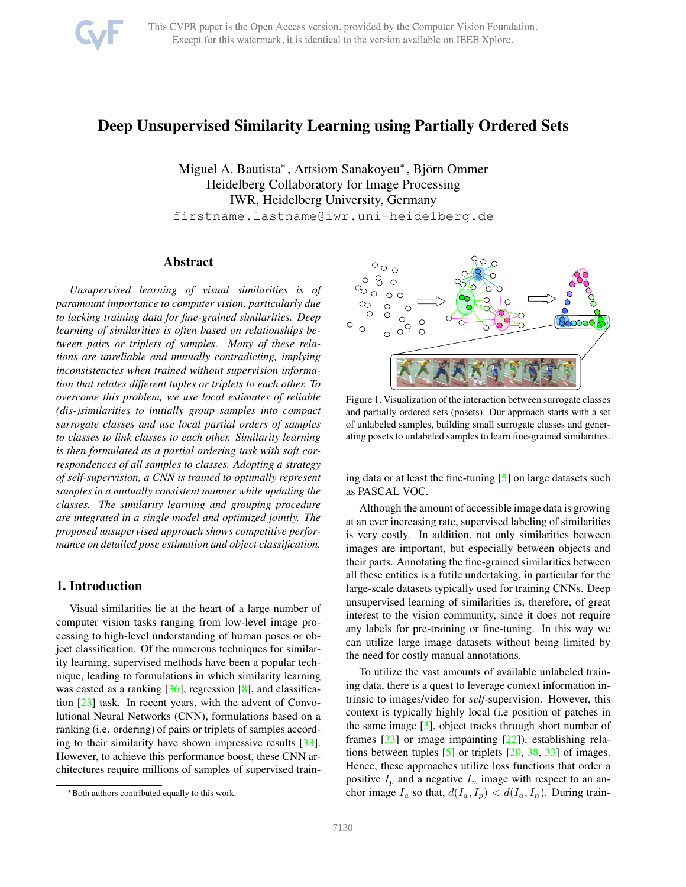# Deep Unsupervised Similarity Learning using Partially Ordered Sets

Miguel A. Bautista[*], Artsiom Sanakoyeu[*], Björn Ommer
Heidelberg Collaboratory for Image Processing
IWR, Heidelberg University, Germany
firstname.lastname@iwr.uni-heidelberg.de

## Abstract

*Unsupervised learning of visual similarities is of paramount importance to computer vision, particularly due to lacking training data for fine-grained similarities. Deep learning of similarities is often based on relationships between pairs or triplets of samples. Many of these relations are unreliable and mutually contradicting, implying inconsistencies when trained without supervision information that relates different tuples or triplets to each other. To overcome this problem, we use local estimates of reliable (dis-)similarities to initially group samples into compact surrogate classes and use local partial orders of samples to classes to link classes to each other. Similarity learning is then formulated as a partial ordering task with soft correspondences of all samples to classes. Adopting a strategy of self-supervision, a CNN is trained to optimally represent samples in a mutually consistent manner while updating the classes. The similarity learning and grouping procedure are integrated in a single model and optimized jointly. The proposed unsupervised approach shows competitive performance on detailed pose estimation and object classification.*

Figure 1. Visualization of the interaction between surrogate classes and partially ordered sets (posets). Our approach starts with a set of unlabeled samples, building small surrogate classes and generating posets to unlabeled samples to learn fine-grained similarities.

## 1. Introduction

Visual similarities lie at the heart of a large number of computer vision tasks ranging from low-level image processing to high-level understanding of human poses or object classification. Of the numerous techniques for similarity learning, supervised methods have been a popular technique, leading to formulations in which similarity learning was casted as a ranking [36], regression [8], and classification [23] task. In recent years, with the advent of Convolutional Neural Networks (CNN), formulations based on a ranking (i.e. ordering) of pairs or triplets of samples according to their similarity have shown impressive results [33]. However, to achieve this performance boost, these CNN architectures require millions of samples of supervised training data or at least the fine-tuning [5] on large datasets such as PASCAL VOC.

Although the amount of accessible image data is growing at an ever increasing rate, supervised labeling of similarities is very costly. In addition, not only similarities between images are important, but especially between objects and their parts. Annotating the fine-grained similarities between all these entities is a futile undertaking, in particular for the large-scale datasets typically used for training CNNs. Deep unsupervised learning of similarities is, therefore, of great interest to the vision community, since it does not require any labels for pre-training or fine-tuning. In this way we can utilize large image datasets without being limited by the need for costly manual annotations.

To utilize the vast amounts of available unlabeled training data, there is a quest to leverage context information intrinsic to images/video for *self*-supervision. However, this context is typically highly local (i.e position of patches in the same image [5], object tracks through short number of frames [33] or image impainting [22]), establishing relations between tuples [5] or triplets [20, 38, 33] of images. Hence, these approaches utilize loss functions that order a positive $I_p$ and a negative $I_n$ image with respect to an anchor image $I_a$ so that, $d(I_a, I_p) < d(I_a, I_n)$. During train-

[*]Both authors contributed equally to this work.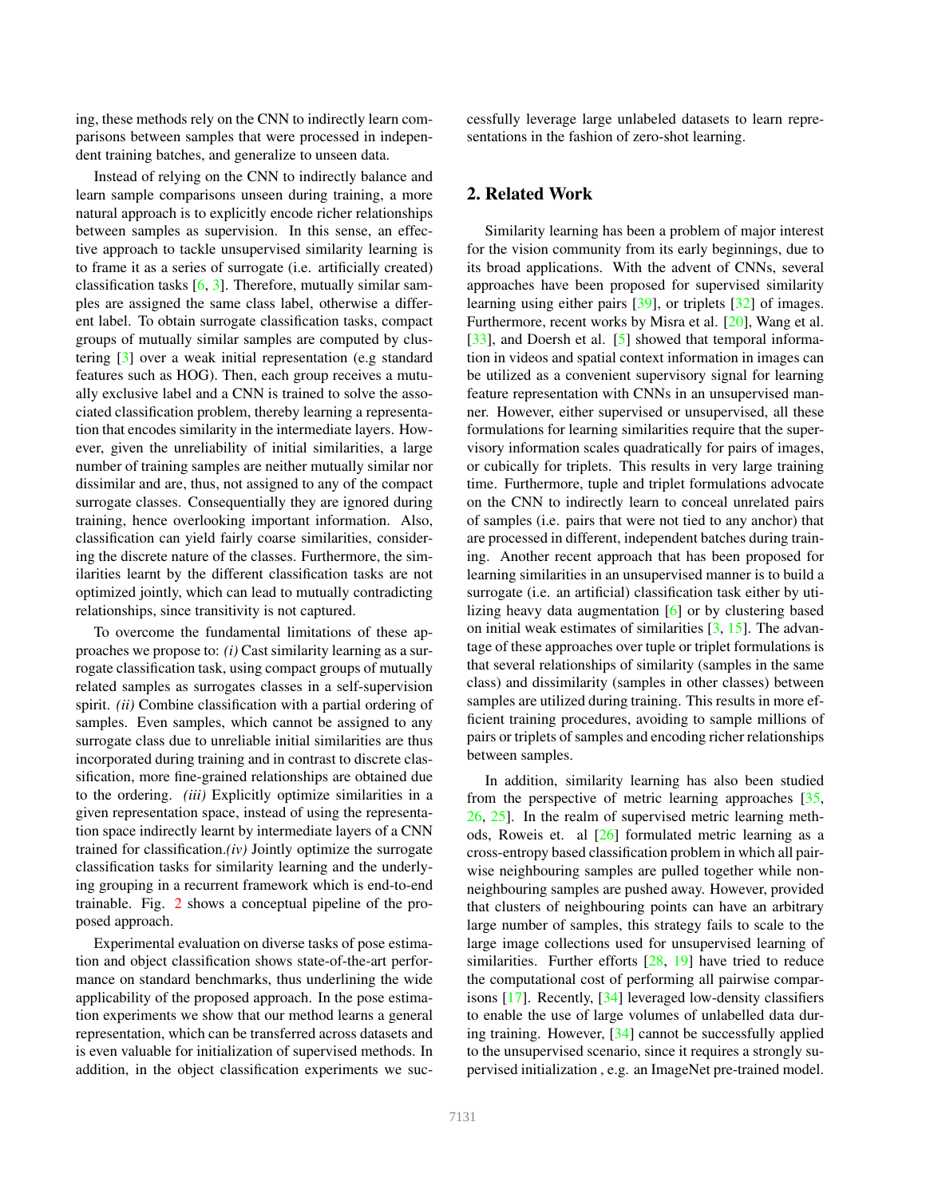ing, these methods rely on the CNN to indirectly learn comparisons between samples that were processed in independent training batches, and generalize to unseen data.

Instead of relying on the CNN to indirectly balance and learn sample comparisons unseen during training, a more natural approach is to explicitly encode richer relationships between samples as supervision. In this sense, an effective approach to tackle unsupervised similarity learning is to frame it as a series of surrogate (i.e. artificially created) classification tasks [6, 3]. Therefore, mutually similar samples are assigned the same class label, otherwise a different label. To obtain surrogate classification tasks, compact groups of mutually similar samples are computed by clustering [3] over a weak initial representation (e.g standard features such as HOG). Then, each group receives a mutually exclusive label and a CNN is trained to solve the associated classification problem, thereby learning a representation that encodes similarity in the intermediate layers. However, given the unreliability of initial similarities, a large number of training samples are neither mutually similar nor dissimilar and are, thus, not assigned to any of the compact surrogate classes. Consequentially they are ignored during training, hence overlooking important information. Also, classification can yield fairly coarse similarities, considering the discrete nature of the classes. Furthermore, the similarities learnt by the different classification tasks are not optimized jointly, which can lead to mutually contradicting relationships, since transitivity is not captured.

To overcome the fundamental limitations of these approaches we propose to: *(i)* Cast similarity learning as a surrogate classification task, using compact groups of mutually related samples as surrogates classes in a self-supervision spirit. *(ii)* Combine classification with a partial ordering of samples. Even samples, which cannot be assigned to any surrogate class due to unreliable initial similarities are thus incorporated during training and in contrast to discrete classification, more fine-grained relationships are obtained due to the ordering. *(iii)* Explicitly optimize similarities in a given representation space, instead of using the representation space indirectly learnt by intermediate layers of a CNN trained for classification.*(iv)* Jointly optimize the surrogate classification tasks for similarity learning and the underlying grouping in a recurrent framework which is end-to-end trainable. Fig. 2 shows a conceptual pipeline of the proposed approach.

Experimental evaluation on diverse tasks of pose estimation and object classification shows state-of-the-art performance on standard benchmarks, thus underlining the wide applicability of the proposed approach. In the pose estimation experiments we show that our method learns a general representation, which can be transferred across datasets and is even valuable for initialization of supervised methods. In addition, in the object classification experiments we successfully leverage large unlabeled datasets to learn representations in the fashion of zero-shot learning.

## 2. Related Work

Similarity learning has been a problem of major interest for the vision community from its early beginnings, due to its broad applications. With the advent of CNNs, several approaches have been proposed for supervised similarity learning using either pairs [39], or triplets [32] of images. Furthermore, recent works by Misra et al. [20], Wang et al. [33], and Doersh et al. [5] showed that temporal information in videos and spatial context information in images can be utilized as a convenient supervisory signal for learning feature representation with CNNs in an unsupervised manner. However, either supervised or unsupervised, all these formulations for learning similarities require that the supervisory information scales quadratically for pairs of images, or cubically for triplets. This results in very large training time. Furthermore, tuple and triplet formulations advocate on the CNN to indirectly learn to conceal unrelated pairs of samples (i.e. pairs that were not tied to any anchor) that are processed in different, independent batches during training. Another recent approach that has been proposed for learning similarities in an unsupervised manner is to build a surrogate (i.e. an artificial) classification task either by utilizing heavy data augmentation [6] or by clustering based on initial weak estimates of similarities [3, 15]. The advantage of these approaches over tuple or triplet formulations is that several relationships of similarity (samples in the same class) and dissimilarity (samples in other classes) between samples are utilized during training. This results in more efficient training procedures, avoiding to sample millions of pairs or triplets of samples and encoding richer relationships between samples.

In addition, similarity learning has also been studied from the perspective of metric learning approaches [35, 26, 25]. In the realm of supervised metric learning methods, Roweis et. al [26] formulated metric learning as a cross-entropy based classification problem in which all pairwise neighbouring samples are pulled together while non-neighbouring samples are pushed away. However, provided that clusters of neighbouring points can have an arbitrary large number of samples, this strategy fails to scale to the large image collections used for unsupervised learning of similarities. Further efforts [28, 19] have tried to reduce the computational cost of performing all pairwise comparisons [17]. Recently, [34] leveraged low-density classifiers to enable the use of large volumes of unlabelled data during training. However, [34] cannot be successfully applied to the unsupervised scenario, since it requires a strongly supervised initialization , e.g. an ImageNet pre-trained model.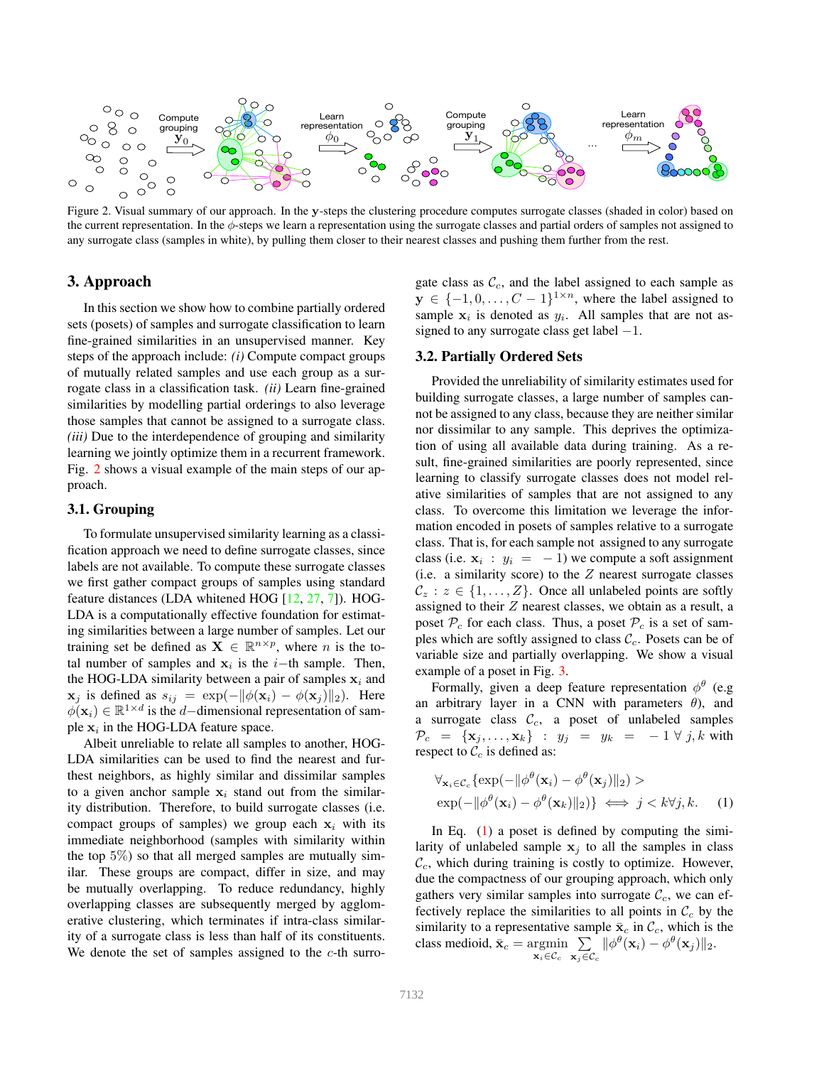Figure 2. Visual summary of our approach. In the $\mathbf{y}$-steps the clustering procedure computes surrogate classes (shaded in color) based on the current representation. In the $\phi$-steps we learn a representation using the surrogate classes and partial orders of samples not assigned to any surrogate class (samples in white), by pulling them closer to their nearest classes and pushing them further from the rest.

## 3. Approach

In this section we show how to combine partially ordered sets (posets) of samples and surrogate classification to learn fine-grained similarities in an unsupervised manner. Key steps of the approach include: *(i)* Compute compact groups of mutually related samples and use each group as a surrogate class in a classification task. *(ii)* Learn fine-grained similarities by modelling partial orderings to also leverage those samples that cannot be assigned to a surrogate class. *(iii)* Due to the interdependence of grouping and similarity learning we jointly optimize them in a recurrent framework. Fig. 2 shows a visual example of the main steps of our approach.

### 3.1. Grouping

To formulate unsupervised similarity learning as a classification approach we need to define surrogate classes, since labels are not available. To compute these surrogate classes we first gather compact groups of samples using standard feature distances (LDA whitened HOG [12, 27, 7]). HOG-LDA is a computationally effective foundation for estimating similarities between a large number of samples. Let our training set be defined as $\mathbf{X} \in \mathbb{R}^{n \times p}$, where $n$ is the total number of samples and $\mathbf{x}_i$ is the $i-$th sample. Then, the HOG-LDA similarity between a pair of samples $\mathbf{x}_i$ and $\mathbf{x}_j$ is defined as $s_{ij} = \exp(-\|\phi(\mathbf{x}_i) - \phi(\mathbf{x}_j)\|_2)$. Here $\phi(\mathbf{x}_i) \in \mathbb{R}^{1 \times d}$ is the $d-$dimensional representation of sample $\mathbf{x}_i$ in the HOG-LDA feature space.

Albeit unreliable to relate all samples to another, HOG-LDA similarities can be used to find the nearest and furthest neighbors, as highly similar and dissimilar samples to a given anchor sample $\mathbf{x}_i$ stand out from the similarity distribution. Therefore, to build surrogate classes (i.e. compact groups of samples) we group each $\mathbf{x}_i$ with its immediate neighborhood (samples with similarity within the top 5%) so that all merged samples are mutually similar. These groups are compact, differ in size, and may be mutually overlapping. To reduce redundancy, highly overlapping classes are subsequently merged by agglomerative clustering, which terminates if intra-class similarity of a surrogate class is less than half of its constituents. We denote the set of samples assigned to the $c$-th surrogate class as $\mathcal{C}_c$, and the label assigned to each sample as $\mathbf{y} \in \{-1, 0, \ldots, C-1\}^{1 \times n}$, where the label assigned to sample $\mathbf{x}_i$ is denoted as $y_i$. All samples that are not assigned to any surrogate class get label $-1$.

### 3.2. Partially Ordered Sets

Provided the unreliability of similarity estimates used for building surrogate classes, a large number of samples cannot be assigned to any class, because they are neither similar nor dissimilar to any sample. This deprives the optimization of using all available data during training. As a result, fine-grained similarities are poorly represented, since learning to classify surrogate classes does not model relative similarities of samples that are not assigned to any class. To overcome this limitation we leverage the information encoded in posets of samples relative to a surrogate class. That is, for each sample not assigned to any surrogate class (i.e. $\mathbf{x}_i : y_i = -1$) we compute a soft assignment (i.e. a similarity score) to the $Z$ nearest surrogate classes $\mathcal{C}_z : z \in \{1, \ldots, Z\}$. Once all unlabeled points are softly assigned to their $Z$ nearest classes, we obtain as a result, a poset $\mathcal{P}_c$ for each class. Thus, a poset $\mathcal{P}_c$ is a set of samples which are softly assigned to class $\mathcal{C}_c$. Posets can be of variable size and partially overlapping. We show a visual example of a poset in Fig. 3.

Formally, given a deep feature representation $\phi^\theta$ (e.g an arbitrary layer in a CNN with parameters $\theta$), and a surrogate class $\mathcal{C}_c$, a poset of unlabeled samples $\mathcal{P}_c = \{\mathbf{x}_j, \ldots, \mathbf{x}_k\} : y_j = y_k = -1 \; \forall \; j, k$ with respect to $\mathcal{C}_c$ is defined as:

$$
\begin{aligned}
&\forall_{\mathbf{x}_i \in \mathcal{C}_c} \{\exp(-\|\phi^\theta(\mathbf{x}_i) - \phi^\theta(\mathbf{x}_j)\|_2) > \\
&\exp(-\|\phi^\theta(\mathbf{x}_i) - \phi^\theta(\mathbf{x}_k)\|_2)\} \iff j < k \forall j, k. \qquad (1)
\end{aligned}
$$

In Eq. (1) a poset is defined by computing the similarity of unlabeled sample $\mathbf{x}_j$ to all the samples in class $\mathcal{C}_c$, which during training is costly to optimize. However, due the compactness of our grouping approach, which only gathers very similar samples into surrogate $\mathcal{C}_c$, we can effectively replace the similarities to all points in $\mathcal{C}_c$ by the similarity to a representative sample $\bar{\mathbf{x}}_c$ in $\mathcal{C}_c$, which is the class medioid, $\bar{\mathbf{x}}_c = \underset{\mathbf{x}_i \in \mathcal{C}_c}{\operatorname{argmin}} \sum_{\mathbf{x}_j \in \mathcal{C}_c} \|\phi^\theta(\mathbf{x}_i) - \phi^\theta(\mathbf{x}_j)\|_2$.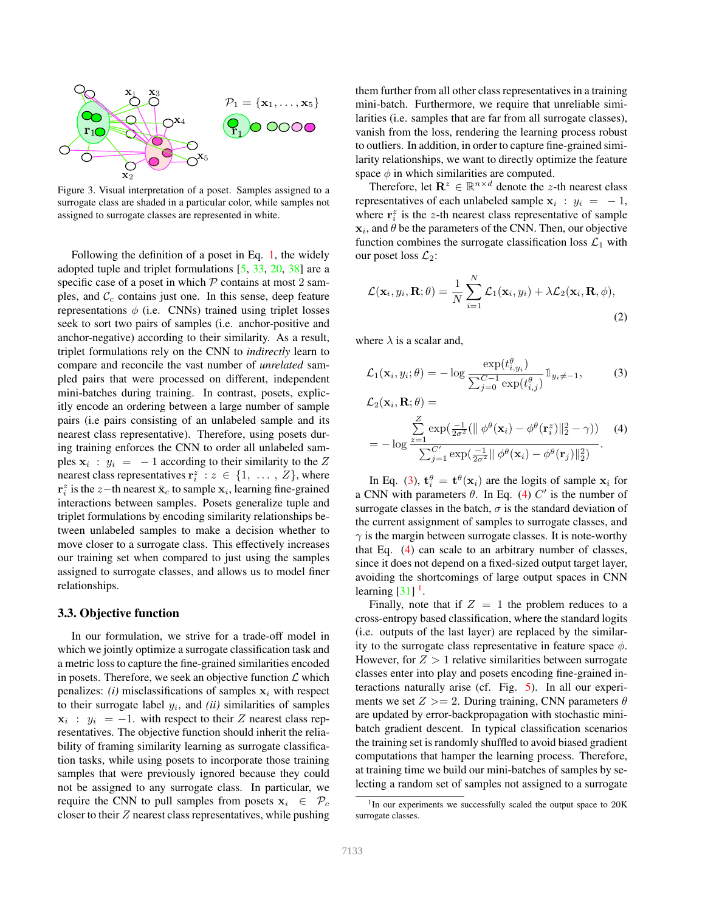Figure 3. Visual interpretation of a poset. Samples assigned to a surrogate class are shaded in a particular color, while samples not assigned to surrogate classes are represented in white.

Following the definition of a poset in Eq. 1, the widely adopted tuple and triplet formulations [5, 33, 20, 38] are a specific case of a poset in which $\mathcal{P}$ contains at most 2 samples, and $\mathcal{C}_c$ contains just one. In this sense, deep feature representations $\phi$ (i.e. CNNs) trained using triplet losses seek to sort two pairs of samples (i.e. anchor-positive and anchor-negative) according to their similarity. As a result, triplet formulations rely on the CNN to *indirectly* learn to compare and reconcile the vast number of *unrelated* sampled pairs that were processed on different, independent mini-batches during training. In contrast, posets, explicitly encode an ordering between a large number of sample pairs (i.e pairs consisting of an unlabeled sample and its nearest class representative). Therefore, using posets during training enforces the CNN to order all unlabeled samples $\mathbf{x}_i : y_i = -1$ according to their similarity to the $Z$ nearest class representatives $\mathbf{r}_i^z : z \in \{1, \ldots, Z\}$, where $\mathbf{r}_i^z$ is the $z-$th nearest $\bar{\mathbf{x}}_c$ to sample $\mathbf{x}_i$, learning fine-grained interactions between samples. Posets generalize tuple and triplet formulations by encoding similarity relationships between unlabeled samples to make a decision whether to move closer to a surrogate class. This effectively increases our training set when compared to just using the samples assigned to surrogate classes, and allows us to model finer relationships.

### 3.3. Objective function

In our formulation, we strive for a trade-off model in which we jointly optimize a surrogate classification task and a metric loss to capture the fine-grained similarities encoded in posets. Therefore, we seek an objective function $\mathcal{L}$ which penalizes: *(i)* misclassifications of samples $\mathbf{x}_i$ with respect to their surrogate label $y_i$, and *(ii)* similarities of samples $\mathbf{x}_i : y_i = -1$. with respect to their $Z$ nearest class representatives. The objective function should inherit the reliability of framing similarity learning as surrogate classification tasks, while using posets to incorporate those training samples that were previously ignored because they could not be assigned to any surrogate class. In particular, we require the CNN to pull samples from posets $\mathbf{x}_i \in \mathcal{P}_c$ closer to their $Z$ nearest class representatives, while pushing them further from all other class representatives in a training mini-batch. Furthermore, we require that unreliable similarities (i.e. samples that are far from all surrogate classes), vanish from the loss, rendering the learning process robust to outliers. In addition, in order to capture fine-grained similarity relationships, we want to directly optimize the feature space $\phi$ in which similarities are computed.

Therefore, let $\mathbf{R}^z \in \mathbb{R}^{n \times d}$ denote the $z$-th nearest class representatives of each unlabeled sample $\mathbf{x}_i : y_i = -1$, where $\mathbf{r}_i^z$ is the $z$-th nearest class representative of sample $\mathbf{x}_i$, and $\theta$ be the parameters of the CNN. Then, our objective function combines the surrogate classification loss $\mathcal{L}_1$ with our poset loss $\mathcal{L}_2$:

$$\mathcal{L}(\mathbf{x}_i, y_i, \mathbf{R}; \theta) = \frac{1}{N} \sum_{i=1}^{N} \mathcal{L}_1(\mathbf{x}_i, y_i) + \lambda \mathcal{L}_2(\mathbf{x}_i, \mathbf{R}, \phi), \tag{2}$$

where $\lambda$ is a scalar and,

$$\mathcal{L}_1(\mathbf{x}_i, y_i; \theta) = -\log \frac{\exp(t^\theta_{i,y_i})}{\sum_{j=0}^{C-1} \exp(t^\theta_{i,j})} \mathbb{1}_{y_i \neq -1}, \tag{3}$$

$$\mathcal{L}_2(\mathbf{x}_i, \mathbf{R}; \theta) = -\log \frac{\sum_{z=1}^{Z} \exp(\frac{-1}{2\sigma^2}(\| \phi^\theta(\mathbf{x}_i) - \phi^\theta(\mathbf{r}_i^z) \|_2^2 - \gamma))}{\sum_{j=1}^{C'} \exp(\frac{-1}{2\sigma^2} \| \phi^\theta(\mathbf{x}_i) - \phi^\theta(\mathbf{r}_j) \|_2^2)}. \tag{4}$$

In Eq. (3), $\mathbf{t}_i^\theta = \mathbf{t}^\theta(\mathbf{x}_i)$ are the logits of sample $\mathbf{x}_i$ for a CNN with parameters $\theta$. In Eq. (4) $C'$ is the number of surrogate classes in the batch, $\sigma$ is the standard deviation of the current assignment of samples to surrogate classes, and $\gamma$ is the margin between surrogate classes. It is note-worthy that Eq. (4) can scale to an arbitrary number of classes, since it does not depend on a fixed-sized output target layer, avoiding the shortcomings of large output spaces in CNN learning [31] [1].

Finally, note that if $Z = 1$ the problem reduces to a cross-entropy based classification, where the standard logits (i.e. outputs of the last layer) are replaced by the similarity to the surrogate class representative in feature space $\phi$. However, for $Z > 1$ relative similarities between surrogate classes enter into play and posets encoding fine-grained interactions naturally arise (cf. Fig. 5). In all our experiments we set $Z >= 2$. During training, CNN parameters $\theta$ are updated by error-backpropagation with stochastic mini-batch gradient descent. In typical classification scenarios the training set is randomly shuffled to avoid biased gradient computations that hamper the learning process. Therefore, at training time we build our mini-batches of samples by selecting a random set of samples not assigned to a surrogate

[1] In our experiments we successfully scaled the output space to 20K surrogate classes.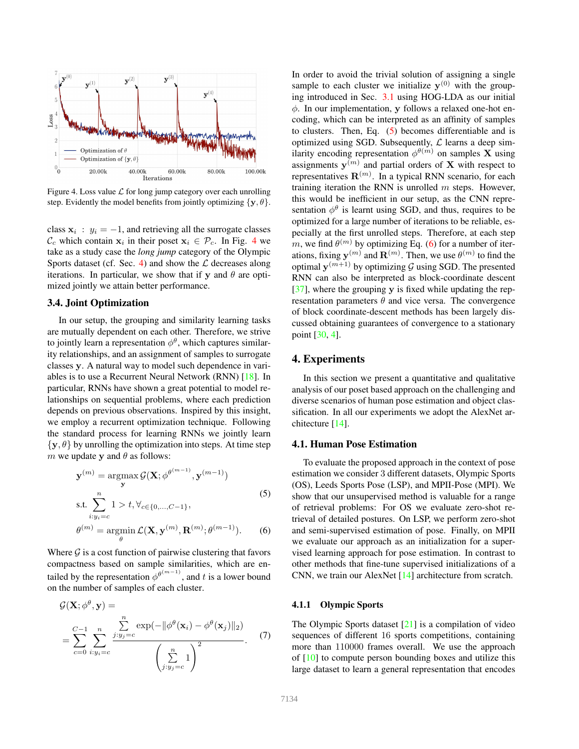Figure 4. Loss value $\mathcal{L}$ for long jump category over each unrolling step. Evidently the model benefits from jointly optimizing $\{\mathbf{y}, \theta\}$.

class $\mathbf{x}_i : y_i = -1$, and retrieving all the surrogate classes $\mathcal{C}_c$ which contain $\mathbf{x}_i$ in their poset $\mathbf{x}_i \in \mathcal{P}_c$. In Fig. 4 we take as a study case the *long jump* category of the Olympic Sports dataset (cf. Sec. 4) and show the $\mathcal{L}$ decreases along iterations. In particular, we show that if $\mathbf{y}$ and $\theta$ are optimized jointly we attain better performance.

### 3.4. Joint Optimization

In our setup, the grouping and similarity learning tasks are mutually dependent on each other. Therefore, we strive to jointly learn a representation $\phi^\theta$, which captures similarity relationships, and an assignment of samples to surrogate classes $\mathbf{y}$. A natural way to model such dependence in variables is to use a Recurrent Neural Network (RNN) [18]. In particular, RNNs have shown a great potential to model relationships on sequential problems, where each prediction depends on previous observations. Inspired by this insight, we employ a recurrent optimization technique. Following the standard process for learning RNNs we jointly learn $\{\mathbf{y}, \theta\}$ by unrolling the optimization into steps. At time step $m$ we update $\mathbf{y}$ and $\theta$ as follows:

$$
\begin{aligned}
\mathbf{y}^{(m)} &= \operatorname*{argmax}_{\mathbf{y}} \mathcal{G}(\mathbf{X}; \phi^{\theta^{(m-1)}}, \mathbf{y}^{(m-1)}) \\
\text{s.t.} & \sum_{i:y_i=c}^{n} 1 > t, \forall_{c \in \{0,\dots,C-1\}},
\end{aligned} \tag{5}
$$

$$
\theta^{(m)} = \operatorname*{argmin}_{\theta} \mathcal{L}(\mathbf{X}, \mathbf{y}^{(m)}, \mathbf{R}^{(m)}; \theta^{(m-1)}). \tag{6}
$$

Where $\mathcal{G}$ is a cost function of pairwise clustering that favors compactness based on sample similarities, which are entailed by the representation $\phi^{\theta^{(m-1)}}$, and $t$ is a lower bound on the number of samples of each cluster.

$$
\mathcal{G}(\mathbf{X}; \phi^\theta, \mathbf{y}) = \sum_{c=0}^{C-1} \sum_{i:y_i=c}^{n} \frac{\sum_{j:y_j=c}^{n} \exp(-\|\phi^\theta(\mathbf{x}_i) - \phi^\theta(\mathbf{x}_j)\|_2)}{\left(\sum_{j:y_j=c}^{n} 1\right)^2}. \tag{7}
$$

In order to avoid the trivial solution of assigning a single sample to each cluster we initialize $\mathbf{y}^{(0)}$ with the grouping introduced in Sec. 3.1 using HOG-LDA as our initial $\phi$. In our implementation, $\mathbf{y}$ follows a relaxed one-hot encoding, which can be interpreted as an affinity of samples to clusters. Then, Eq. (5) becomes differentiable and is optimized using SGD. Subsequently, $\mathcal{L}$ learns a deep similarity encoding representation $\phi^{\theta(m)}$ on samples $\mathbf{X}$ using assignments $\mathbf{y}^{(m)}$ and partial orders of $\mathbf{X}$ with respect to representatives $\mathbf{R}^{(m)}$. In a typical RNN scenario, for each training iteration the RNN is unrolled $m$ steps. However, this would be inefficient in our setup, as the CNN representation $\phi^\theta$ is learnt using SGD, and thus, requires to be optimized for a large number of iterations to be reliable, especially at the first unrolled steps. Therefore, at each step $m$, we find $\theta^{(m)}$ by optimizing Eq. (6) for a number of iterations, fixing $\mathbf{y}^{(m)}$ and $\mathbf{R}^{(m)}$. Then, we use $\theta^{(m)}$ to find the optimal $\mathbf{y}^{(m+1)}$ by optimizing $\mathcal{G}$ using SGD. The presented RNN can also be interpreted as block-coordinate descent [37], where the grouping $\mathbf{y}$ is fixed while updating the representation parameters $\theta$ and vice versa. The convergence of block coordinate-descent methods has been largely discussed obtaining guarantees of convergence to a stationary point [30, 4].

## 4. Experiments

In this section we present a quantitative and qualitative analysis of our poset based approach on the challenging and diverse scenarios of human pose estimation and object classification. In all our experiments we adopt the AlexNet architecture [14].

### 4.1. Human Pose Estimation

To evaluate the proposed approach in the context of pose estimation we consider 3 different datasets, Olympic Sports (OS), Leeds Sports Pose (LSP), and MPII-Pose (MPI). We show that our unsupervised method is valuable for a range of retrieval problems: For OS we evaluate zero-shot retrieval of detailed postures. On LSP, we perform zero-shot and semi-supervised estimation of pose. Finally, on MPII we evaluate our approach as an initialization for a supervised learning approach for pose estimation. In contrast to other methods that fine-tune supervised initializations of a CNN, we train our AlexNet [14] architecture from scratch.

#### 4.1.1 Olympic Sports

The Olympic Sports dataset [21] is a compilation of video sequences of different 16 sports competitions, containing more than 110000 frames overall. We use the approach of [10] to compute person bounding boxes and utilize this large dataset to learn a general representation that encodes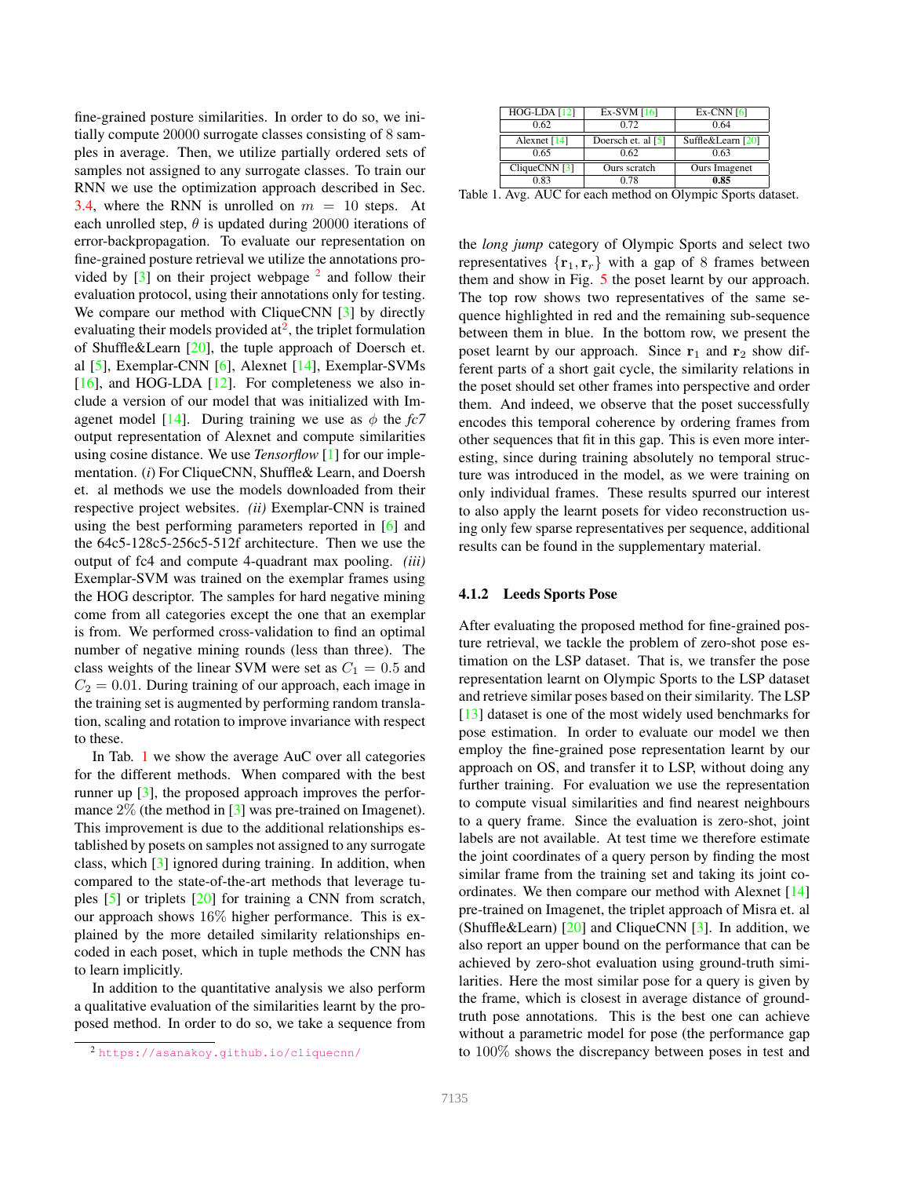fine-grained posture similarities. In order to do so, we initially compute 20000 surrogate classes consisting of 8 samples in average. Then, we utilize partially ordered sets of samples not assigned to any surrogate classes. To train our RNN we use the optimization approach described in Sec. 3.4, where the RNN is unrolled on $m = 10$ steps. At each unrolled step, $\theta$ is updated during 20000 iterations of error-backpropagation. To evaluate our representation on fine-grained posture retrieval we utilize the annotations provided by [3] on their project webpage [2] and follow their evaluation protocol, using their annotations only for testing. We compare our method with CliqueCNN [3] by directly evaluating their models provided at[2], the triplet formulation of Shuffle&Learn [20], the tuple approach of Doersch et. al [5], Exemplar-CNN [6], Alexnet [14], Exemplar-SVMs [16], and HOG-LDA [12]. For completeness we also include a version of our model that was initialized with Imagenet model [14]. During training we use as $\phi$ the *fc7* output representation of Alexnet and compute similarities using cosine distance. We use *Tensorflow* [1] for our implementation. (*i*) For CliqueCNN, Shuffle& Learn, and Doersh et. al methods we use the models downloaded from their respective project websites. *(ii)* Exemplar-CNN is trained using the best performing parameters reported in [6] and the 64c5-128c5-256c5-512f architecture. Then we use the output of fc4 and compute 4-quadrant max pooling. *(iii)* Exemplar-SVM was trained on the exemplar frames using the HOG descriptor. The samples for hard negative mining come from all categories except the one that an exemplar is from. We performed cross-validation to find an optimal number of negative mining rounds (less than three). The class weights of the linear SVM were set as $C_1 = 0.5$ and $C_2 = 0.01$. During training of our approach, each image in the training set is augmented by performing random translation, scaling and rotation to improve invariance with respect to these.

In Tab. 1 we show the average AuC over all categories for the different methods. When compared with the best runner up [3], the proposed approach improves the performance 2% (the method in [3] was pre-trained on Imagenet). This improvement is due to the additional relationships established by posets on samples not assigned to any surrogate class, which [3] ignored during training. In addition, when compared to the state-of-the-art methods that leverage tuples [5] or triplets [20] for training a CNN from scratch, our approach shows 16% higher performance. This is explained by the more detailed similarity relationships encoded in each poset, which in tuple methods the CNN has to learn implicitly.

In addition to the quantitative analysis we also perform a qualitative evaluation of the similarities learnt by the proposed method. In order to do so, we take a sequence from the *long jump* category of Olympic Sports and select two representatives $\{\mathbf{r}_1, \mathbf{r}_r\}$ with a gap of 8 frames between them and show in Fig. 5 the poset learnt by our approach. The top row shows two representatives of the same sequence highlighted in red and the remaining sub-sequence between them in blue. In the bottom row, we present the poset learnt by our approach. Since $\mathbf{r}_1$ and $\mathbf{r}_2$ show different parts of a short gait cycle, the similarity relations in the poset should set other frames into perspective and order them. And indeed, we observe that the poset successfully encodes this temporal coherence by ordering frames from other sequences that fit in this gap. This is even more interesting, since during training absolutely no temporal structure was introduced in the model, as we were training on only individual frames. These results spurred our interest to also apply the learnt posets for video reconstruction using only few sparse representatives per sequence, additional results can be found in the supplementary material.

| HOG-LDA [12] | Ex-SVM [16] | Ex-CNN [6] |
|---|---|---|
| 0.62 | 0.72 | 0.64 |
| Alexnet [14] | Doersch et. al [5] | Suffle&Learn [20] |
| 0.65 | 0.62 | 0.63 |
| CliqueCNN [3] | Ours scratch | Ours Imagenet |
| 0.83 | 0.78 | **0.85** |

Table 1. Avg. AUC for each method on Olympic Sports dataset.

### 4.1.2 Leeds Sports Pose

After evaluating the proposed method for fine-grained posture retrieval, we tackle the problem of zero-shot pose estimation on the LSP dataset. That is, we transfer the pose representation learnt on Olympic Sports to the LSP dataset and retrieve similar poses based on their similarity. The LSP [13] dataset is one of the most widely used benchmarks for pose estimation. In order to evaluate our model we then employ the fine-grained pose representation learnt by our approach on OS, and transfer it to LSP, without doing any further training. For evaluation we use the representation to compute visual similarities and find nearest neighbours to a query frame. Since the evaluation is zero-shot, joint labels are not available. At test time we therefore estimate the joint coordinates of a query person by finding the most similar frame from the training set and taking its joint coordinates. We then compare our method with Alexnet [14] pre-trained on Imagenet, the triplet approach of Misra et. al (Shuffle&Learn) [20] and CliqueCNN [3]. In addition, we also report an upper bound on the performance that can be achieved by zero-shot evaluation using ground-truth similarities. Here the most similar pose for a query is given by the frame, which is closest in average distance of ground-truth pose annotations. This is the best one can achieve without a parametric model for pose (the performance gap to 100% shows the discrepancy between poses in test and

[2] https://asanakoy.github.io/cliquecnn/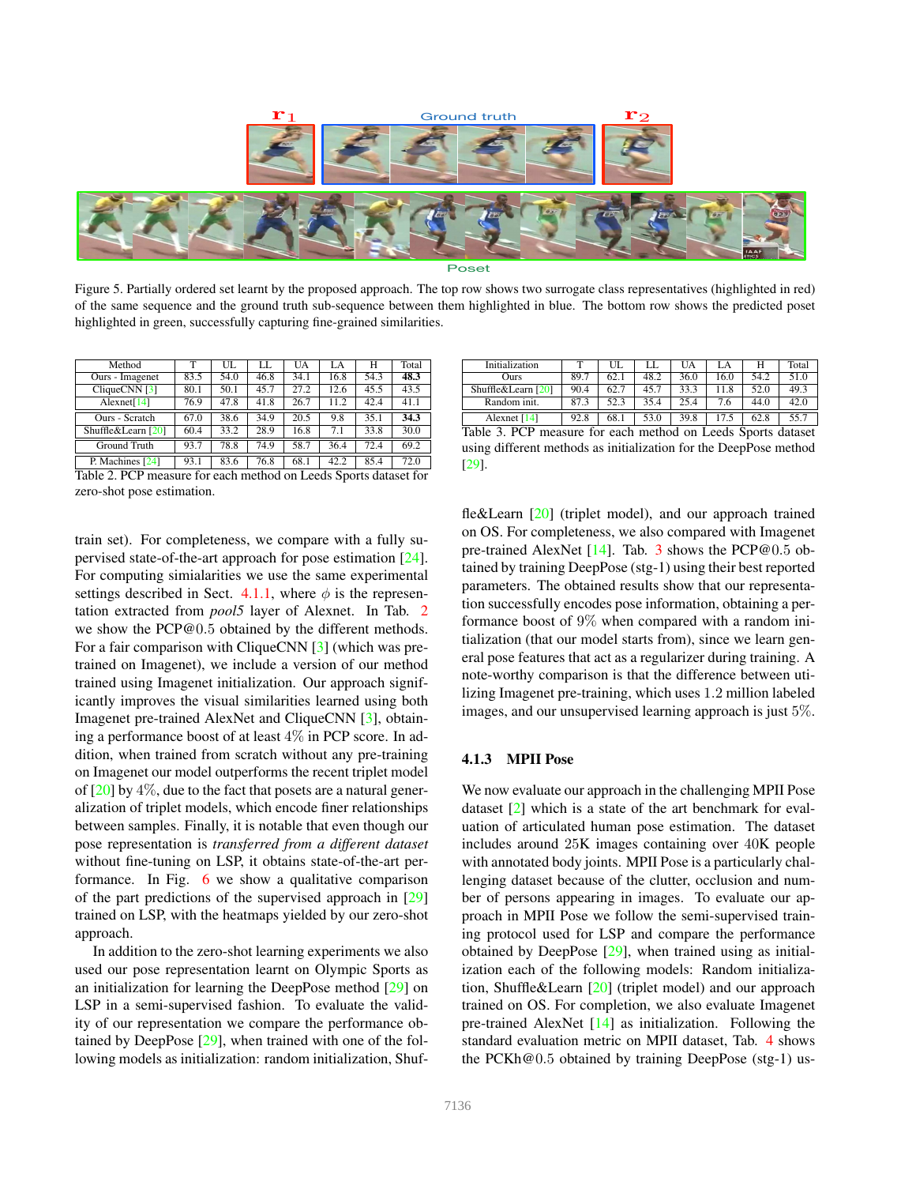Figure 5. Partially ordered set learnt by the proposed approach. The top row shows two surrogate class representatives (highlighted in red) of the same sequence and the ground truth sub-sequence between them highlighted in blue. The bottom row shows the predicted poset highlighted in green, successfully capturing fine-grained similarities.

| Method | T | UL | LL | UA | LA | H | Total |
|---|---|---|---|---|---|---|---|
| Ours - Imagenet | 83.5 | 54.0 | 46.8 | 34.1 | 16.8 | 54.3 | **48.3** |
| CliqueCNN [3] | 80.1 | 50.1 | 45.7 | 27.2 | 12.6 | 45.5 | 43.5 |
| Alexnet[14] | 76.9 | 47.8 | 41.8 | 26.7 | 11.2 | 42.4 | 41.1 |
| Ours - Scratch | 67.0 | 38.6 | 34.9 | 20.5 | 9.8 | 35.1 | **34.3** |
| Shuffle&Learn [20] | 60.4 | 33.2 | 28.9 | 16.8 | 7.1 | 33.8 | 30.0 |
| Ground Truth | 93.7 | 78.8 | 74.9 | 58.7 | 36.4 | 72.4 | 69.2 |
| P. Machines [24] | 93.1 | 83.6 | 76.8 | 68.1 | 42.2 | 85.4 | 72.0 |

Table 2. PCP measure for each method on Leeds Sports dataset for zero-shot pose estimation.

train set). For completeness, we compare with a fully supervised state-of-the-art approach for pose estimation [24]. For computing simialarities we use the same experimental settings described in Sect. 4.1.1, where $\phi$ is the representation extracted from *pool5* layer of Alexnet. In Tab. 2 we show the PCP@0.5 obtained by the different methods. For a fair comparison with CliqueCNN [3] (which was pre-trained on Imagenet), we include a version of our method trained using Imagenet initialization. Our approach significantly improves the visual similarities learned using both Imagenet pre-trained AlexNet and CliqueCNN [3], obtaining a performance boost of at least 4% in PCP score. In addition, when trained from scratch without any pre-training on Imagenet our model outperforms the recent triplet model of [20] by 4%, due to the fact that posets are a natural generalization of triplet models, which encode finer relationships between samples. Finally, it is notable that even though our pose representation is *transferred from a different dataset* without fine-tuning on LSP, it obtains state-of-the-art performance. In Fig. 6 we show a qualitative comparison of the part predictions of the supervised approach in [29] trained on LSP, with the heatmaps yielded by our zero-shot approach.

In addition to the zero-shot learning experiments we also used our pose representation learnt on Olympic Sports as an initialization for learning the DeepPose method [29] on LSP in a semi-supervised fashion. To evaluate the validity of our representation we compare the performance obtained by DeepPose [29], when trained with one of the following models as initialization: random initialization, Shuffle&Learn [20] (triplet model), and our approach trained on OS. For completeness, we also compared with Imagenet pre-trained AlexNet [14]. Tab. 3 shows the PCP@0.5 obtained by training DeepPose (stg-1) using their best reported parameters. The obtained results show that our representation successfully encodes pose information, obtaining a performance boost of 9% when compared with a random initialization (that our model starts from), since we learn general pose features that act as a regularizer during training. A note-worthy comparison is that the difference between utilizing Imagenet pre-training, which uses 1.2 million labeled images, and our unsupervised learning approach is just 5%.

| Initialization | T | UL | LL | UA | LA | H | Total |
|---|---|---|---|---|---|---|---|
| Ours | 89.7 | 62.1 | 48.2 | 36.0 | 16.0 | 54.2 | 51.0 |
| Shuffle&Learn [20] | 90.4 | 62.7 | 45.7 | 33.3 | 11.8 | 52.0 | 49.3 |
| Random init. | 87.3 | 52.3 | 35.4 | 25.4 | 7.6 | 44.0 | 42.0 |
| Alexnet [14] | 92.8 | 68.1 | 53.0 | 39.8 | 17.5 | 62.8 | 55.7 |

Table 3. PCP measure for each method on Leeds Sports dataset using different methods as initialization for the DeepPose method [29].

### 4.1.3 MPII Pose

We now evaluate our approach in the challenging MPII Pose dataset [2] which is a state of the art benchmark for evaluation of articulated human pose estimation. The dataset includes around 25K images containing over 40K people with annotated body joints. MPII Pose is a particularly challenging dataset because of the clutter, occlusion and number of persons appearing in images. To evaluate our approach in MPII Pose we follow the semi-supervised training protocol used for LSP and compare the performance obtained by DeepPose [29], when trained using as initialization each of the following models: Random initialization, Shuffle&Learn [20] (triplet model) and our approach trained on OS. For completion, we also evaluate Imagenet pre-trained AlexNet [14] as initialization. Following the standard evaluation metric on MPII dataset, Tab. 4 shows the PCKh@0.5 obtained by training DeepPose (stg-1) us-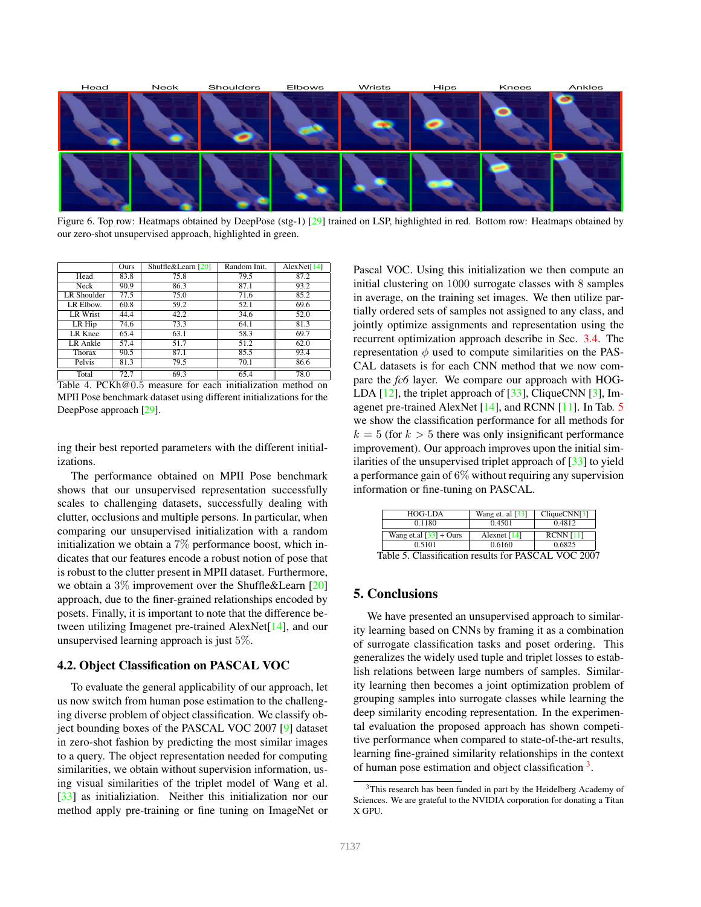Figure 6. Top row: Heatmaps obtained by DeepPose (stg-1) [29] trained on LSP, highlighted in red. Bottom row: Heatmaps obtained by our zero-shot unsupervised approach, highlighted in green.

| | Ours | Shuffle&Learn [20] | Random Init. | AlexNet[14] |
|---|---|---|---|---|
| Head | 83.8 | 75.8 | 79.5 | 87.2 |
| Neck | 90.9 | 86.3 | 87.1 | 93.2 |
| LR Shoulder | 77.5 | 75.0 | 71.6 | 85.2 |
| LR Elbow. | 60.8 | 59.2 | 52.1 | 69.6 |
| LR Wrist | 44.4 | 42.2 | 34.6 | 52.0 |
| LR Hip | 74.6 | 73.3 | 64.1 | 81.3 |
| LR Knee | 65.4 | 63.1 | 58.3 | 69.7 |
| LR Ankle | 57.4 | 51.7 | 51.2 | 62.0 |
| Thorax | 90.5 | 87.1 | 85.5 | 93.4 |
| Pelvis | 81.3 | 79.5 | 70.1 | 86.6 |
| Total | 72.7 | 69.3 | 65.4 | 78.0 |

Table 4. PCKh@0.5 measure for each initialization method on MPII Pose benchmark dataset using different initializations for the DeepPose approach [29].

ing their best reported parameters with the different initializations.

The performance obtained on MPII Pose benchmark shows that our unsupervised representation successfully scales to challenging datasets, successfully dealing with clutter, occlusions and multiple persons. In particular, when comparing our unsupervised initialization with a random initialization we obtain a 7% performance boost, which indicates that our features encode a robust notion of pose that is robust to the clutter present in MPII dataset. Furthermore, we obtain a 3% improvement over the Shuffle&Learn [20] approach, due to the finer-grained relationships encoded by posets. Finally, it is important to note that the difference between utilizing Imagenet pre-trained AlexNet[14], and our unsupervised learning approach is just 5%.

### 4.2. Object Classification on PASCAL VOC

To evaluate the general applicability of our approach, let us now switch from human pose estimation to the challenging diverse problem of object classification. We classify object bounding boxes of the PASCAL VOC 2007 [9] dataset in zero-shot fashion by predicting the most similar images to a query. The object representation needed for computing similarities, we obtain without supervision information, using visual similarities of the triplet model of Wang et al. [33] as initializiation. Neither this initialization nor our method apply pre-training or fine tuning on ImageNet or Pascal VOC. Using this initialization we then compute an initial clustering on 1000 surrogate classes with 8 samples in average, on the training set images. We then utilize partially ordered sets of samples not assigned to any class, and jointly optimize assignments and representation using the recurrent optimization approach describe in Sec. 3.4. The representation $\phi$ used to compute similarities on the PASCAL datasets is for each CNN method that we now compare the *fc6* layer. We compare our approach with HOG-LDA [12], the triplet approach of [33], CliqueCNN [3], Imagenet pre-trained AlexNet [14], and RCNN [11]. In Tab. 5 we show the classification performance for all methods for $k = 5$ (for $k > 5$ there was only insignificant performance improvement). Our approach improves upon the initial similarities of the unsupervised triplet approach of [33] to yield a performance gain of 6% without requiring any supervision information or fine-tuning on PASCAL.

| HOG-LDA | Wang et. al [33] | CliqueCNN[3] |
|---|---|---|
| 0.1180 | 0.4501 | 0.4812 |
| Wang et.al [33] + Ours | Alexnet [14] | RCNN [11] |
| 0.5101 | 0.6160 | 0.6825 |

Table 5. Classification results for PASCAL VOC 2007

## 5. Conclusions

We have presented an unsupervised approach to similarity learning based on CNNs by framing it as a combination of surrogate classification tasks and poset ordering. This generalizes the widely used tuple and triplet losses to establish relations between large numbers of samples. Similarity learning then becomes a joint optimization problem of grouping samples into surrogate classes while learning the deep similarity encoding representation. In the experimental evaluation the proposed approach has shown competitive performance when compared to state-of-the-art results, learning fine-grained similarity relationships in the context of human pose estimation and object classification [3].

[3] This research has been funded in part by the Heidelberg Academy of Sciences. We are grateful to the NVIDIA corporation for donating a Titan X GPU.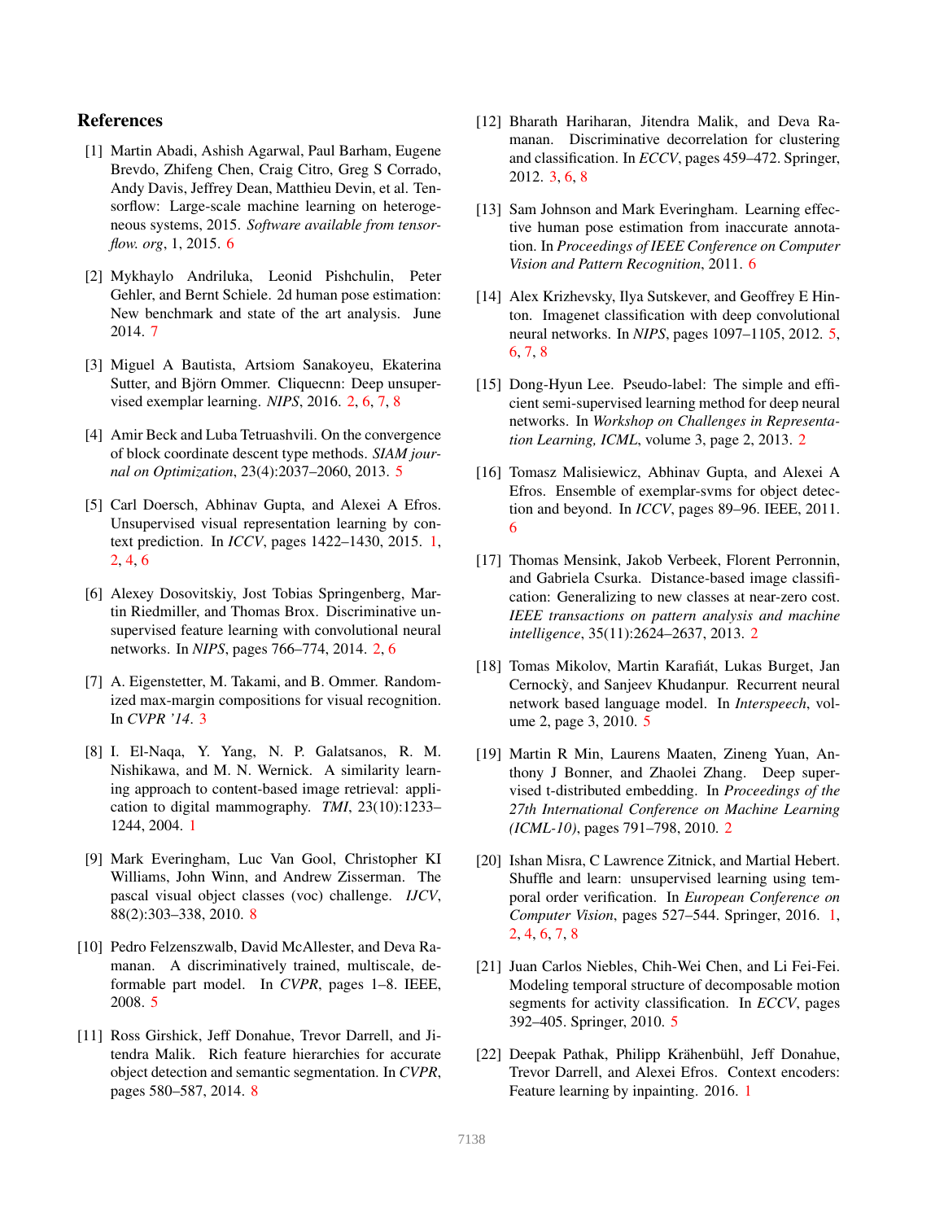## References

[1] Martin Abadi, Ashish Agarwal, Paul Barham, Eugene Brevdo, Zhifeng Chen, Craig Citro, Greg S Corrado, Andy Davis, Jeffrey Dean, Matthieu Devin, et al. Tensorflow: Large-scale machine learning on heterogeneous systems, 2015. *Software available from tensorflow. org*, 1, 2015. 6

[2] Mykhaylo Andriluka, Leonid Pishchulin, Peter Gehler, and Bernt Schiele. 2d human pose estimation: New benchmark and state of the art analysis. June 2014. 7

[3] Miguel A Bautista, Artsiom Sanakoyeu, Ekaterina Sutter, and Björn Ommer. Cliquecnn: Deep unsupervised exemplar learning. *NIPS*, 2016. 2, 6, 7, 8

[4] Amir Beck and Luba Tetruashvili. On the convergence of block coordinate descent type methods. *SIAM journal on Optimization*, 23(4):2037–2060, 2013. 5

[5] Carl Doersch, Abhinav Gupta, and Alexei A Efros. Unsupervised visual representation learning by context prediction. In *ICCV*, pages 1422–1430, 2015. 1, 2, 4, 6

[6] Alexey Dosovitskiy, Jost Tobias Springenberg, Martin Riedmiller, and Thomas Brox. Discriminative unsupervised feature learning with convolutional neural networks. In *NIPS*, pages 766–774, 2014. 2, 6

[7] A. Eigenstetter, M. Takami, and B. Ommer. Randomized max-margin compositions for visual recognition. In *CVPR '14*. 3

[8] I. El-Naqa, Y. Yang, N. P. Galatsanos, R. M. Nishikawa, and M. N. Wernick. A similarity learning approach to content-based image retrieval: application to digital mammography. *TMI*, 23(10):1233–1244, 2004. 1

[9] Mark Everingham, Luc Van Gool, Christopher KI Williams, John Winn, and Andrew Zisserman. The pascal visual object classes (voc) challenge. *IJCV*, 88(2):303–338, 2010. 8

[10] Pedro Felzenszwalb, David McAllester, and Deva Ramanan. A discriminatively trained, multiscale, deformable part model. In *CVPR*, pages 1–8. IEEE, 2008. 5

[11] Ross Girshick, Jeff Donahue, Trevor Darrell, and Jitendra Malik. Rich feature hierarchies for accurate object detection and semantic segmentation. In *CVPR*, pages 580–587, 2014. 8

[12] Bharath Hariharan, Jitendra Malik, and Deva Ramanan. Discriminative decorrelation for clustering and classification. In *ECCV*, pages 459–472. Springer, 2012. 3, 6, 8

[13] Sam Johnson and Mark Everingham. Learning effective human pose estimation from inaccurate annotation. In *Proceedings of IEEE Conference on Computer Vision and Pattern Recognition*, 2011. 6

[14] Alex Krizhevsky, Ilya Sutskever, and Geoffrey E Hinton. Imagenet classification with deep convolutional neural networks. In *NIPS*, pages 1097–1105, 2012. 5, 6, 7, 8

[15] Dong-Hyun Lee. Pseudo-label: The simple and efficient semi-supervised learning method for deep neural networks. In *Workshop on Challenges in Representation Learning, ICML*, volume 3, page 2, 2013. 2

[16] Tomasz Malisiewicz, Abhinav Gupta, and Alexei A Efros. Ensemble of exemplar-svms for object detection and beyond. In *ICCV*, pages 89–96. IEEE, 2011. 6

[17] Thomas Mensink, Jakob Verbeek, Florent Perronnin, and Gabriela Csurka. Distance-based image classification: Generalizing to new classes at near-zero cost. *IEEE transactions on pattern analysis and machine intelligence*, 35(11):2624–2637, 2013. 2

[18] Tomas Mikolov, Martin Karafiát, Lukas Burget, Jan Cernockỳ, and Sanjeev Khudanpur. Recurrent neural network based language model. In *Interspeech*, volume 2, page 3, 2010. 5

[19] Martin R Min, Laurens Maaten, Zineng Yuan, Anthony J Bonner, and Zhaolei Zhang. Deep supervised t-distributed embedding. In *Proceedings of the 27th International Conference on Machine Learning (ICML-10)*, pages 791–798, 2010. 2

[20] Ishan Misra, C Lawrence Zitnick, and Martial Hebert. Shuffle and learn: unsupervised learning using temporal order verification. In *European Conference on Computer Vision*, pages 527–544. Springer, 2016. 1, 2, 4, 6, 7, 8

[21] Juan Carlos Niebles, Chih-Wei Chen, and Li Fei-Fei. Modeling temporal structure of decomposable motion segments for activity classification. In *ECCV*, pages 392–405. Springer, 2010. 5

[22] Deepak Pathak, Philipp Krähenbühl, Jeff Donahue, Trevor Darrell, and Alexei Efros. Context encoders: Feature learning by inpainting. 2016. 1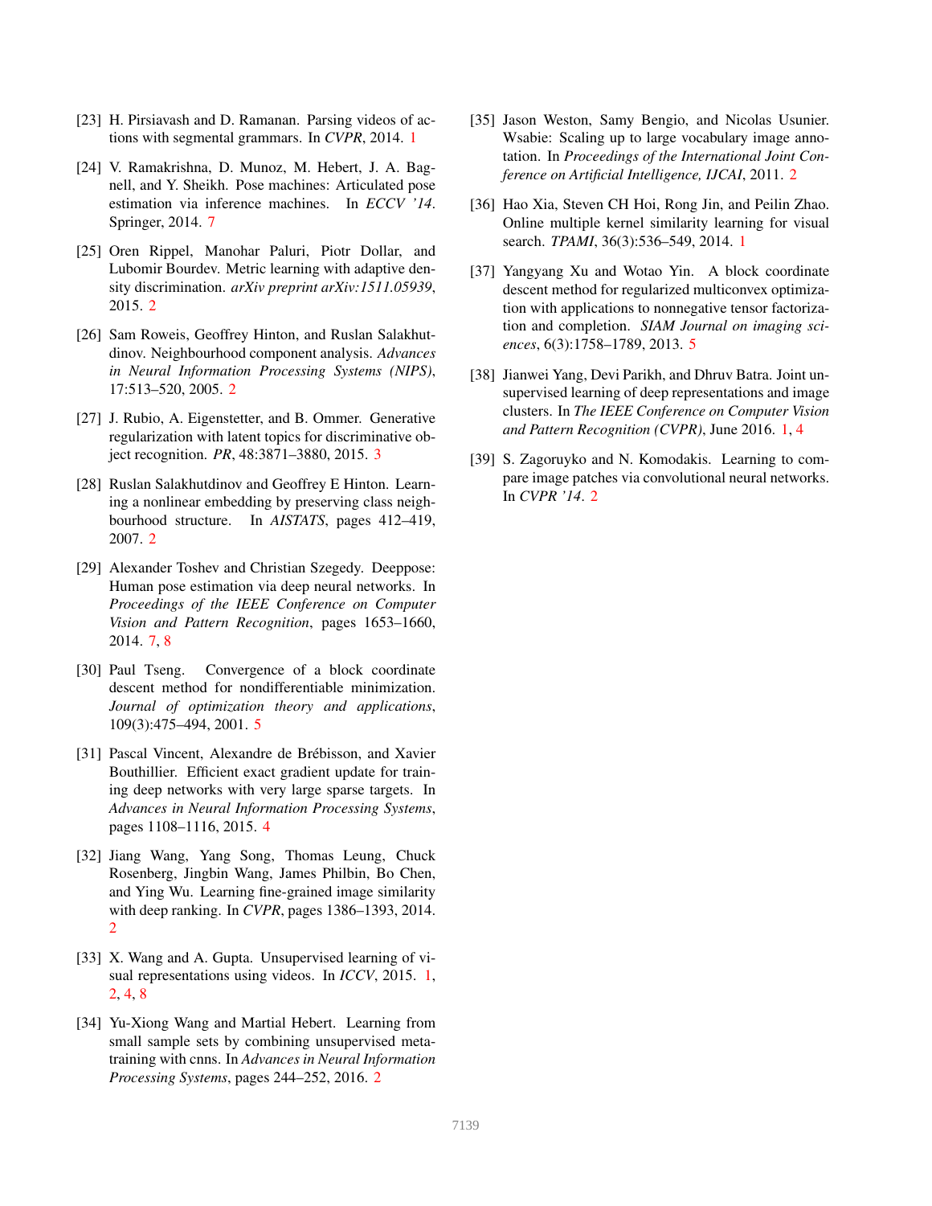[23] H. Pirsiavash and D. Ramanan. Parsing videos of actions with segmental grammars. In *CVPR*, 2014. 1

[24] V. Ramakrishna, D. Munoz, M. Hebert, J. A. Bagnell, and Y. Sheikh. Pose machines: Articulated pose estimation via inference machines. In *ECCV '14*. Springer, 2014. 7

[25] Oren Rippel, Manohar Paluri, Piotr Dollar, and Lubomir Bourdev. Metric learning with adaptive density discrimination. *arXiv preprint arXiv:1511.05939*, 2015. 2

[26] Sam Roweis, Geoffrey Hinton, and Ruslan Salakhutdinov. Neighbourhood component analysis. *Advances in Neural Information Processing Systems (NIPS)*, 17:513–520, 2005. 2

[27] J. Rubio, A. Eigenstetter, and B. Ommer. Generative regularization with latent topics for discriminative object recognition. *PR*, 48:3871–3880, 2015. 3

[28] Ruslan Salakhutdinov and Geoffrey E Hinton. Learning a nonlinear embedding by preserving class neighbourhood structure. In *AISTATS*, pages 412–419, 2007. 2

[29] Alexander Toshev and Christian Szegedy. Deeppose: Human pose estimation via deep neural networks. In *Proceedings of the IEEE Conference on Computer Vision and Pattern Recognition*, pages 1653–1660, 2014. 7, 8

[30] Paul Tseng. Convergence of a block coordinate descent method for nondifferentiable minimization. *Journal of optimization theory and applications*, 109(3):475–494, 2001. 5

[31] Pascal Vincent, Alexandre de Brébisson, and Xavier Bouthillier. Efficient exact gradient update for training deep networks with very large sparse targets. In *Advances in Neural Information Processing Systems*, pages 1108–1116, 2015. 4

[32] Jiang Wang, Yang Song, Thomas Leung, Chuck Rosenberg, Jingbin Wang, James Philbin, Bo Chen, and Ying Wu. Learning fine-grained image similarity with deep ranking. In *CVPR*, pages 1386–1393, 2014. 2

[33] X. Wang and A. Gupta. Unsupervised learning of visual representations using videos. In *ICCV*, 2015. 1, 2, 4, 8

[34] Yu-Xiong Wang and Martial Hebert. Learning from small sample sets by combining unsupervised meta-training with cnns. In *Advances in Neural Information Processing Systems*, pages 244–252, 2016. 2

[35] Jason Weston, Samy Bengio, and Nicolas Usunier. Wsabie: Scaling up to large vocabulary image annotation. In *Proceedings of the International Joint Conference on Artificial Intelligence, IJCAI*, 2011. 2

[36] Hao Xia, Steven CH Hoi, Rong Jin, and Peilin Zhao. Online multiple kernel similarity learning for visual search. *TPAMI*, 36(3):536–549, 2014. 1

[37] Yangyang Xu and Wotao Yin. A block coordinate descent method for regularized multiconvex optimization with applications to nonnegative tensor factorization and completion. *SIAM Journal on imaging sciences*, 6(3):1758–1789, 2013. 5

[38] Jianwei Yang, Devi Parikh, and Dhruv Batra. Joint unsupervised learning of deep representations and image clusters. In *The IEEE Conference on Computer Vision and Pattern Recognition (CVPR)*, June 2016. 1, 4

[39] S. Zagoruyko and N. Komodakis. Learning to compare image patches via convolutional neural networks. In *CVPR '14*. 2